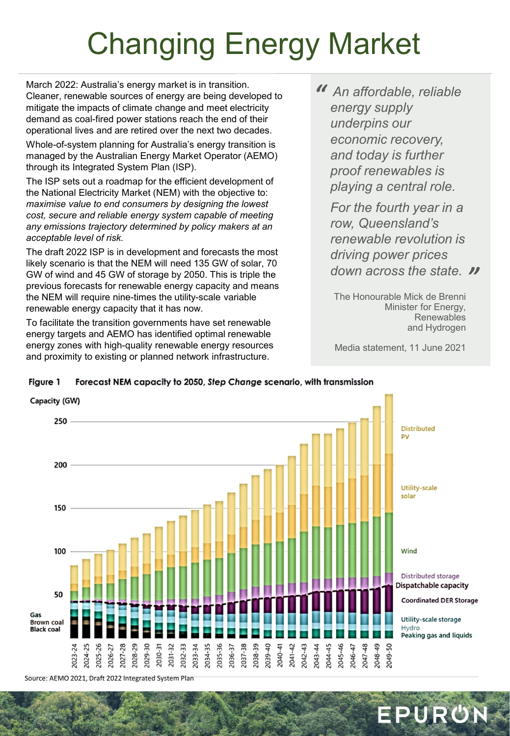# Changing Energy Market

March 2022: Australia's energy market is in transition. Cleaner, renewable sources of energy are being developed to mitigate the impacts of climate change and meet electricity demand as coal-fired power stations reach the end of their operational lives and are retired over the next two decades.

Whole-of-system planning for Australia's energy transition is managed by the Australian Energy Market Operator (AEMO) through its Integrated System Plan (ISP).

The ISP sets out a roadmap for the efficient development of the National Electricity Market (NEM) with the objective to: *maximise value to end consumers by designing the lowest cost, secure and reliable energy system capable of meeting any emissions trajectory determined by policy makers at an acceptable level of risk.*

The draft 2022 ISP is in development and forecasts the most likely scenario is that the NEM will need 135 GW of solar, 70 GW of wind and 45 GW of storage by 2050. This is triple the previous forecasts for renewable energy capacity and means the NEM will require nine-times the utility-scale variable renewable energy capacity that it has now.

To facilitate the transition governments have set renewable energy targets and AEMO has identified optimal renewable energy zones with high-quality renewable energy resources and proximity to existing or planned network infrastructure.

> *"An affordable, reliable energy supply underpins our economic recovery, and today is further proof renewables is playing a central role.*
>
> *For the fourth year in a row, Queensland's renewable revolution is driving power prices down across the state."*
>
> The Honourable Mick de Brenni
> Minister for Energy, Renewables and Hydrogen
>
> Media statement, 11 June 2021

**Figure 1 Forecast NEM capacity to 2050, *Step Change* scenario, with transmission**

Source: AEMO 2021, Draft 2022 Integrated System Plan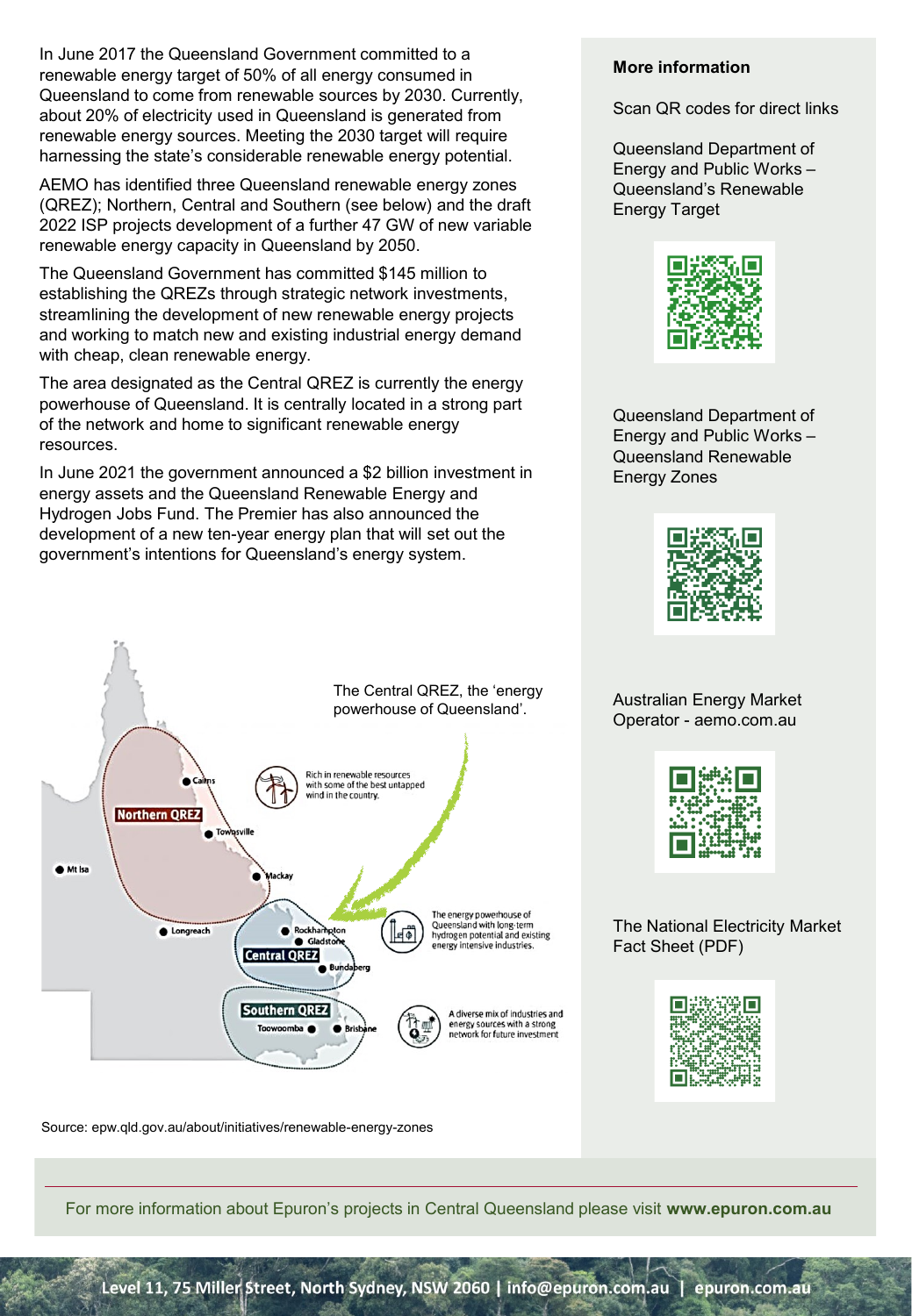In June 2017 the Queensland Government committed to a renewable energy target of 50% of all energy consumed in Queensland to come from renewable sources by 2030. Currently, about 20% of electricity used in Queensland is generated from renewable energy sources. Meeting the 2030 target will require harnessing the state's considerable renewable energy potential.

AEMO has identified three Queensland renewable energy zones (QREZ); Northern, Central and Southern (see below) and the draft 2022 ISP projects development of a further 47 GW of new variable renewable energy capacity in Queensland by 2050.

The Queensland Government has committed $145 million to establishing the QREZs through strategic network investments, streamlining the development of new renewable energy projects and working to match new and existing industrial energy demand with cheap, clean renewable energy.

The area designated as the Central QREZ is currently the energy powerhouse of Queensland. It is centrally located in a strong part of the network and home to significant renewable energy resources.

In June 2021 the government announced a $2 billion investment in energy assets and the Queensland Renewable Energy and Hydrogen Jobs Fund. The Premier has also announced the development of a new ten-year energy plan that will set out the government's intentions for Queensland's energy system.

The Central QREZ, the 'energy powerhouse of Queensland'.

Rich in renewable resources with some of the best untapped wind in the country.

The energy powerhouse of Queensland with long-term hydrogen potential and existing energy intensive industries.

A diverse mix of industries and energy sources with a strong network for future investment

Northern QREZ

Central QREZ

Southern QREZ

Cairns

Townsville

Mackay

Mt Isa

Longreach

Rockhampton

Gladstone

Bundaberg

Toowoomba

Brisbane

Source: epw.qld.gov.au/about/initiatives/renewable-energy-zones

**More information**

Scan QR codes for direct links

Queensland Department of Energy and Public Works – Queensland's Renewable Energy Target

Queensland Department of Energy and Public Works – Queensland Renewable Energy Zones

Australian Energy Market Operator - aemo.com.au

The National Electricity Market Fact Sheet (PDF)

For more information about Epuron's projects in Central Queensland please visit **www.epuron.com.au**

Level 11, 75 Miller Street, North Sydney, NSW 2060 | info@epuron.com.au | epuron.com.au